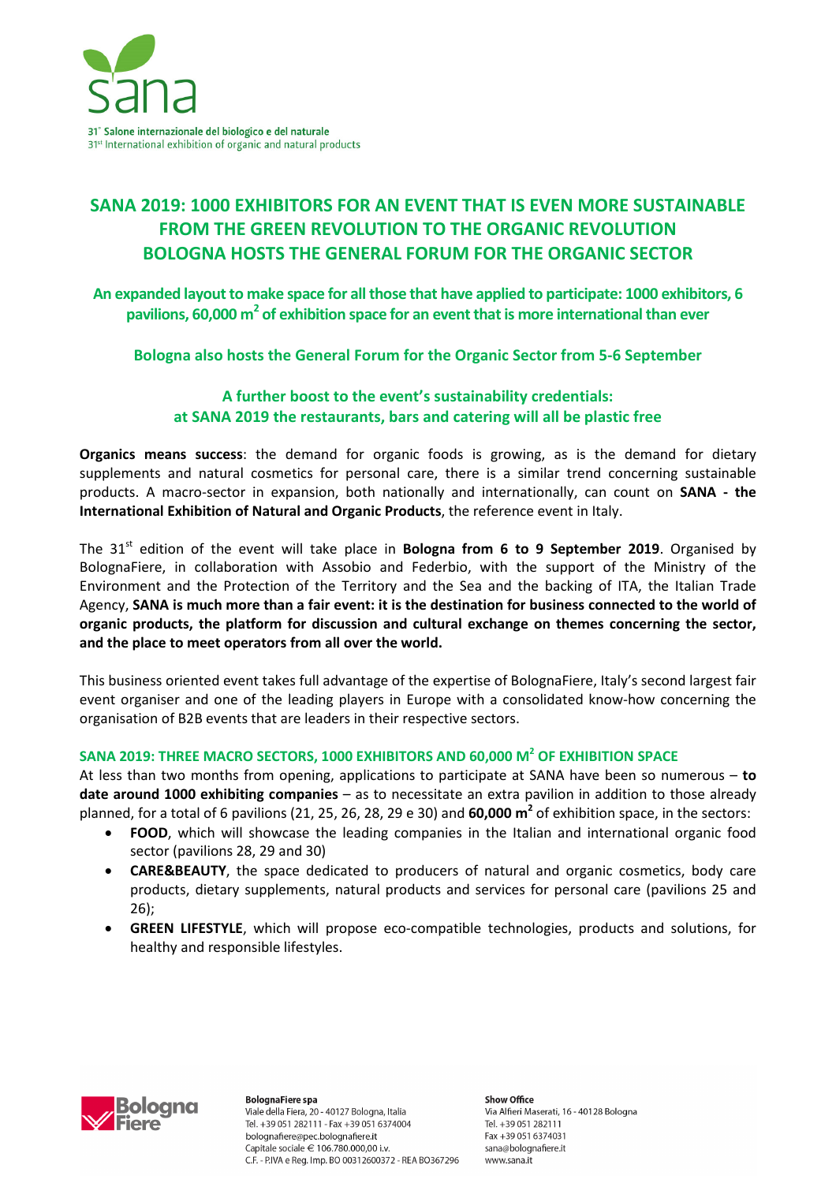sana

31° Salone internazionale del biologico e del naturale
31st International exhibition of organic and natural products

# SANA 2019: 1000 EXHIBITORS FOR AN EVENT THAT IS EVEN MORE SUSTAINABLE FROM THE GREEN REVOLUTION TO THE ORGANIC REVOLUTION BOLOGNA HOSTS THE GENERAL FORUM FOR THE ORGANIC SECTOR

**An expanded layout to make space for all those that have applied to participate: 1000 exhibitors, 6 pavilions, 60,000 m$^2$ of exhibition space for an event that is more international than ever**

**Bologna also hosts the General Forum for the Organic Sector from 5-6 September**

**A further boost to the event's sustainability credentials: at SANA 2019 the restaurants, bars and catering will all be plastic free**

**Organics means success**: the demand for organic foods is growing, as is the demand for dietary supplements and natural cosmetics for personal care, there is a similar trend concerning sustainable products. A macro-sector in expansion, both nationally and internationally, can count on **SANA - the International Exhibition of Natural and Organic Products**, the reference event in Italy.

The 31st edition of the event will take place in **Bologna from 6 to 9 September 2019**. Organised by BolognaFiere, in collaboration with Assobio and Federbio, with the support of the Ministry of the Environment and the Protection of the Territory and the Sea and the backing of ITA, the Italian Trade Agency, **SANA is much more than a fair event: it is the destination for business connected to the world of organic products, the platform for discussion and cultural exchange on themes concerning the sector, and the place to meet operators from all over the world.**

This business oriented event takes full advantage of the expertise of BolognaFiere, Italy's second largest fair event organiser and one of the leading players in Europe with a consolidated know-how concerning the organisation of B2B events that are leaders in their respective sectors.

## SANA 2019: THREE MACRO SECTORS, 1000 EXHIBITORS AND 60,000 M$^2$ OF EXHIBITION SPACE

At less than two months from opening, applications to participate at SANA have been so numerous – **to date around 1000 exhibiting companies** – as to necessitate an extra pavilion in addition to those already planned, for a total of 6 pavilions (21, 25, 26, 28, 29 e 30) and **60,000 m$^2$** of exhibition space, in the sectors:

- **FOOD**, which will showcase the leading companies in the Italian and international organic food sector (pavilions 28, 29 and 30)
- **CARE&BEAUTY**, the space dedicated to producers of natural and organic cosmetics, body care products, dietary supplements, natural products and services for personal care (pavilions 25 and 26);
- **GREEN LIFESTYLE**, which will propose eco-compatible technologies, products and solutions, for healthy and responsible lifestyles.

BolognaFiere spa
Viale della Fiera, 20 - 40127 Bologna, Italia
Tel. +39 051 282111 - Fax +39 051 6374004
bolognafiere@pec.bolognafiere.it
Capitale sociale € 106.780.000,00 i.v.
C.F. - P.IVA e Reg. Imp. BO 00312600372 - REA BO367296

Show Office
Via Alfieri Maserati, 16 - 40128 Bologna
Tel. +39 051 282111
Fax +39 051 6374031
sana@bolognafiere.it
www.sana.it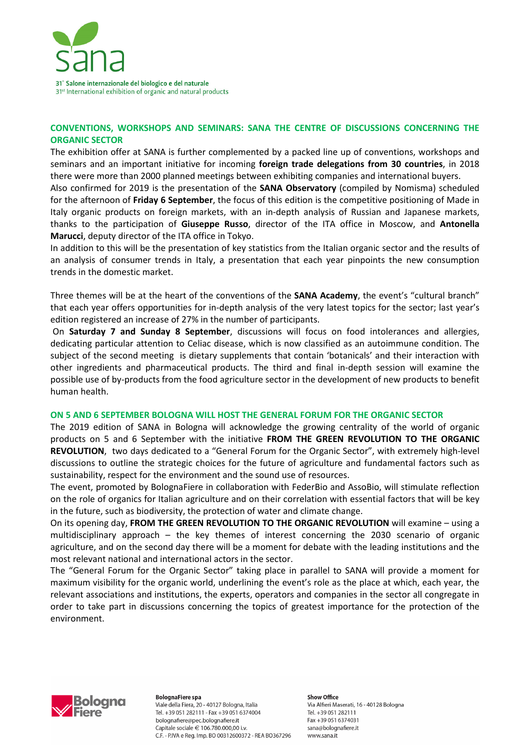## CONVENTIONS, WORKSHOPS AND SEMINARS: SANA THE CENTRE OF DISCUSSIONS CONCERNING THE ORGANIC SECTOR

The exhibition offer at SANA is further complemented by a packed line up of conventions, workshops and seminars and an important initiative for incoming **foreign trade delegations from 30 countries**, in 2018 there were more than 2000 planned meetings between exhibiting companies and international buyers.

Also confirmed for 2019 is the presentation of the **SANA Observatory** (compiled by Nomisma) scheduled for the afternoon of **Friday 6 September**, the focus of this edition is the competitive positioning of Made in Italy organic products on foreign markets, with an in-depth analysis of Russian and Japanese markets, thanks to the participation of **Giuseppe Russo**, director of the ITA office in Moscow, and **Antonella Marucci**, deputy director of the ITA office in Tokyo.

In addition to this will be the presentation of key statistics from the Italian organic sector and the results of an analysis of consumer trends in Italy, a presentation that each year pinpoints the new consumption trends in the domestic market.

Three themes will be at the heart of the conventions of the **SANA Academy**, the event's "cultural branch" that each year offers opportunities for in-depth analysis of the very latest topics for the sector; last year's edition registered an increase of 27% in the number of participants.

On **Saturday 7 and Sunday 8 September**, discussions will focus on food intolerances and allergies, dedicating particular attention to Celiac disease, which is now classified as an autoimmune condition. The subject of the second meeting is dietary supplements that contain 'botanicals' and their interaction with other ingredients and pharmaceutical products. The third and final in-depth session will examine the possible use of by-products from the food agriculture sector in the development of new products to benefit human health.

## ON 5 AND 6 SEPTEMBER BOLOGNA WILL HOST THE GENERAL FORUM FOR THE ORGANIC SECTOR

The 2019 edition of SANA in Bologna will acknowledge the growing centrality of the world of organic products on 5 and 6 September with the initiative **FROM THE GREEN REVOLUTION TO THE ORGANIC REVOLUTION**, two days dedicated to a "General Forum for the Organic Sector", with extremely high-level discussions to outline the strategic choices for the future of agriculture and fundamental factors such as sustainability, respect for the environment and the sound use of resources.

The event, promoted by BolognaFiere in collaboration with FederBio and AssoBio, will stimulate reflection on the role of organics for Italian agriculture and on their correlation with essential factors that will be key in the future, such as biodiversity, the protection of water and climate change.

On its opening day, **FROM THE GREEN REVOLUTION TO THE ORGANIC REVOLUTION** will examine – using a multidisciplinary approach – the key themes of interest concerning the 2030 scenario of organic agriculture, and on the second day there will be a moment for debate with the leading institutions and the most relevant national and international actors in the sector.

The "General Forum for the Organic Sector" taking place in parallel to SANA will provide a moment for maximum visibility for the organic world, underlining the event's role as the place at which, each year, the relevant associations and institutions, the experts, operators and companies in the sector all congregate in order to take part in discussions concerning the topics of greatest importance for the protection of the environment.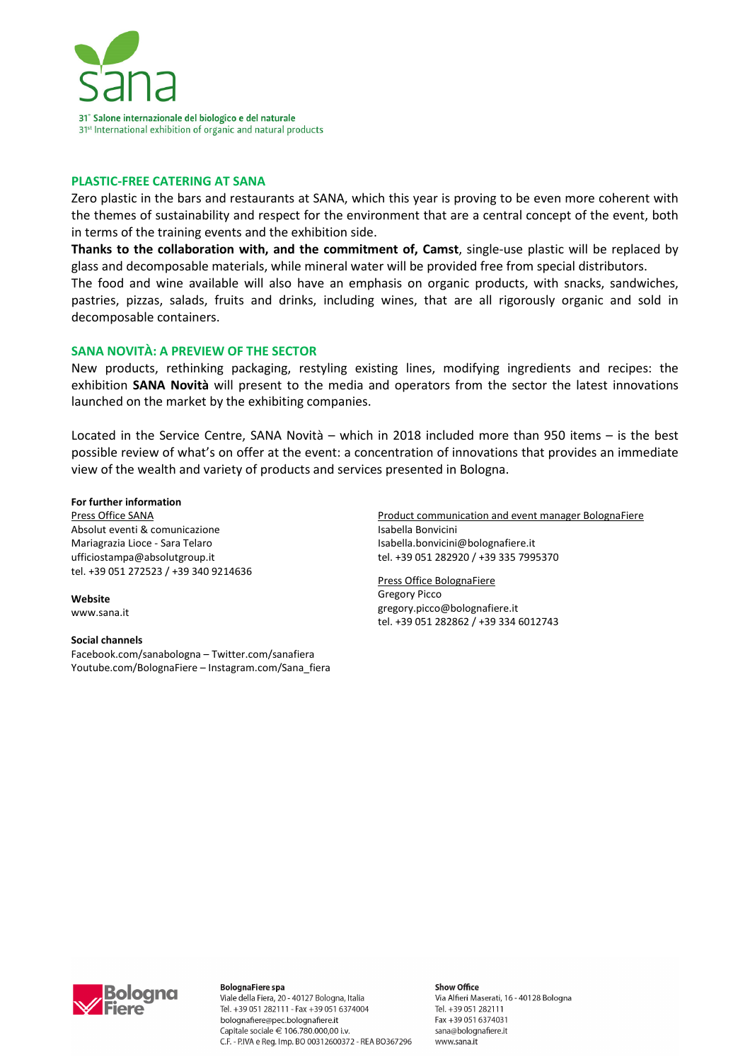## PLASTIC-FREE CATERING AT SANA

Zero plastic in the bars and restaurants at SANA, which this year is proving to be even more coherent with the themes of sustainability and respect for the environment that are a central concept of the event, both in terms of the training events and the exhibition side.

**Thanks to the collaboration with, and the commitment of, Camst**, single-use plastic will be replaced by glass and decomposable materials, while mineral water will be provided free from special distributors.

The food and wine available will also have an emphasis on organic products, with snacks, sandwiches, pastries, pizzas, salads, fruits and drinks, including wines, that are all rigorously organic and sold in decomposable containers.

## SANA NOVITÀ: A PREVIEW OF THE SECTOR

New products, rethinking packaging, restyling existing lines, modifying ingredients and recipes: the exhibition **SANA Novità** will present to the media and operators from the sector the latest innovations launched on the market by the exhibiting companies.

Located in the Service Centre, SANA Novità – which in 2018 included more than 950 items – is the best possible review of what's on offer at the event: a concentration of innovations that provides an immediate view of the wealth and variety of products and services presented in Bologna.

**For further information**

Press Office SANA
Absolut eventi & comunicazione
Mariagrazia Lioce - Sara Telaro
ufficiostampa@absolutgroup.it
tel. +39 051 272523 / +39 340 9214636

**Website**
www.sana.it

**Social channels**
Facebook.com/sanabologna – Twitter.com/sanafiera
Youtube.com/BolognaFiere – Instagram.com/Sana_fiera

Product communication and event manager BolognaFiere
Isabella Bonvicini
Isabella.bonvicini@bolognafiere.it
tel. +39 051 282920 / +39 335 7995370

Press Office BolognaFiere
Gregory Picco
gregory.picco@bolognafiere.it
tel. +39 051 282862 / +39 334 6012743